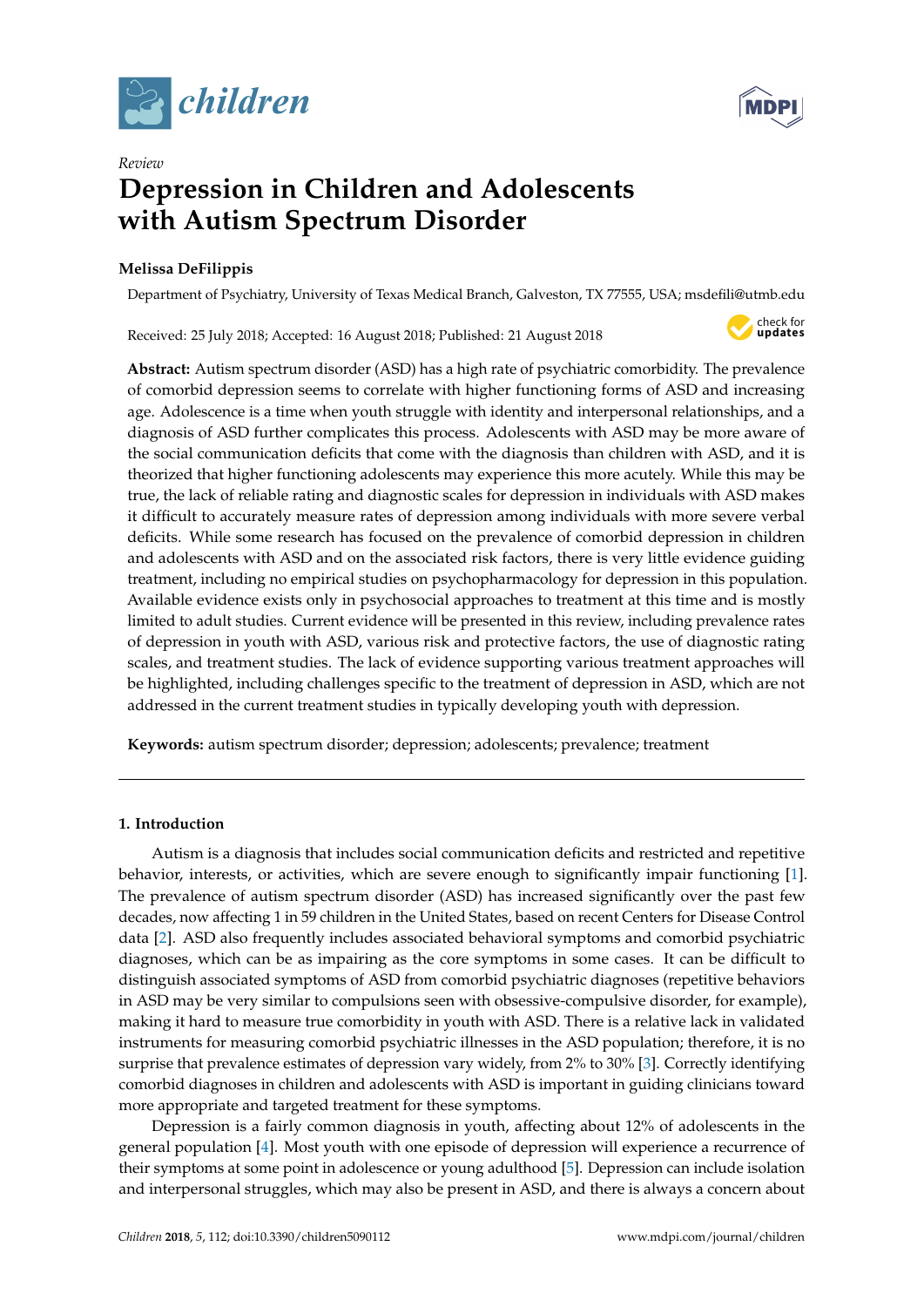*Review*

# Depression in Children and Adolescents with Autism Spectrum Disorder

**Melissa DeFilippis**

Department of Psychiatry, University of Texas Medical Branch, Galveston, TX 77555, USA; msdefili@utmb.edu

Received: 25 July 2018; Accepted: 16 August 2018; Published: 21 August 2018

**Abstract:** Autism spectrum disorder (ASD) has a high rate of psychiatric comorbidity. The prevalence of comorbid depression seems to correlate with higher functioning forms of ASD and increasing age. Adolescence is a time when youth struggle with identity and interpersonal relationships, and a diagnosis of ASD further complicates this process. Adolescents with ASD may be more aware of the social communication deficits that come with the diagnosis than children with ASD, and it is theorized that higher functioning adolescents may experience this more acutely. While this may be true, the lack of reliable rating and diagnostic scales for depression in individuals with ASD makes it difficult to accurately measure rates of depression among individuals with more severe verbal deficits. While some research has focused on the prevalence of comorbid depression in children and adolescents with ASD and on the associated risk factors, there is very little evidence guiding treatment, including no empirical studies on psychopharmacology for depression in this population. Available evidence exists only in psychosocial approaches to treatment at this time and is mostly limited to adult studies. Current evidence will be presented in this review, including prevalence rates of depression in youth with ASD, various risk and protective factors, the use of diagnostic rating scales, and treatment studies. The lack of evidence supporting various treatment approaches will be highlighted, including challenges specific to the treatment of depression in ASD, which are not addressed in the current treatment studies in typically developing youth with depression.

**Keywords:** autism spectrum disorder; depression; adolescents; prevalence; treatment

## 1. Introduction

Autism is a diagnosis that includes social communication deficits and restricted and repetitive behavior, interests, or activities, which are severe enough to significantly impair functioning [1]. The prevalence of autism spectrum disorder (ASD) has increased significantly over the past few decades, now affecting 1 in 59 children in the United States, based on recent Centers for Disease Control data [2]. ASD also frequently includes associated behavioral symptoms and comorbid psychiatric diagnoses, which can be as impairing as the core symptoms in some cases. It can be difficult to distinguish associated symptoms of ASD from comorbid psychiatric diagnoses (repetitive behaviors in ASD may be very similar to compulsions seen with obsessive-compulsive disorder, for example), making it hard to measure true comorbidity in youth with ASD. There is a relative lack in validated instruments for measuring comorbid psychiatric illnesses in the ASD population; therefore, it is no surprise that prevalence estimates of depression vary widely, from 2% to 30% [3]. Correctly identifying comorbid diagnoses in children and adolescents with ASD is important in guiding clinicians toward more appropriate and targeted treatment for these symptoms.

Depression is a fairly common diagnosis in youth, affecting about 12% of adolescents in the general population [4]. Most youth with one episode of depression will experience a recurrence of their symptoms at some point in adolescence or young adulthood [5]. Depression can include isolation and interpersonal struggles, which may also be present in ASD, and there is always a concern about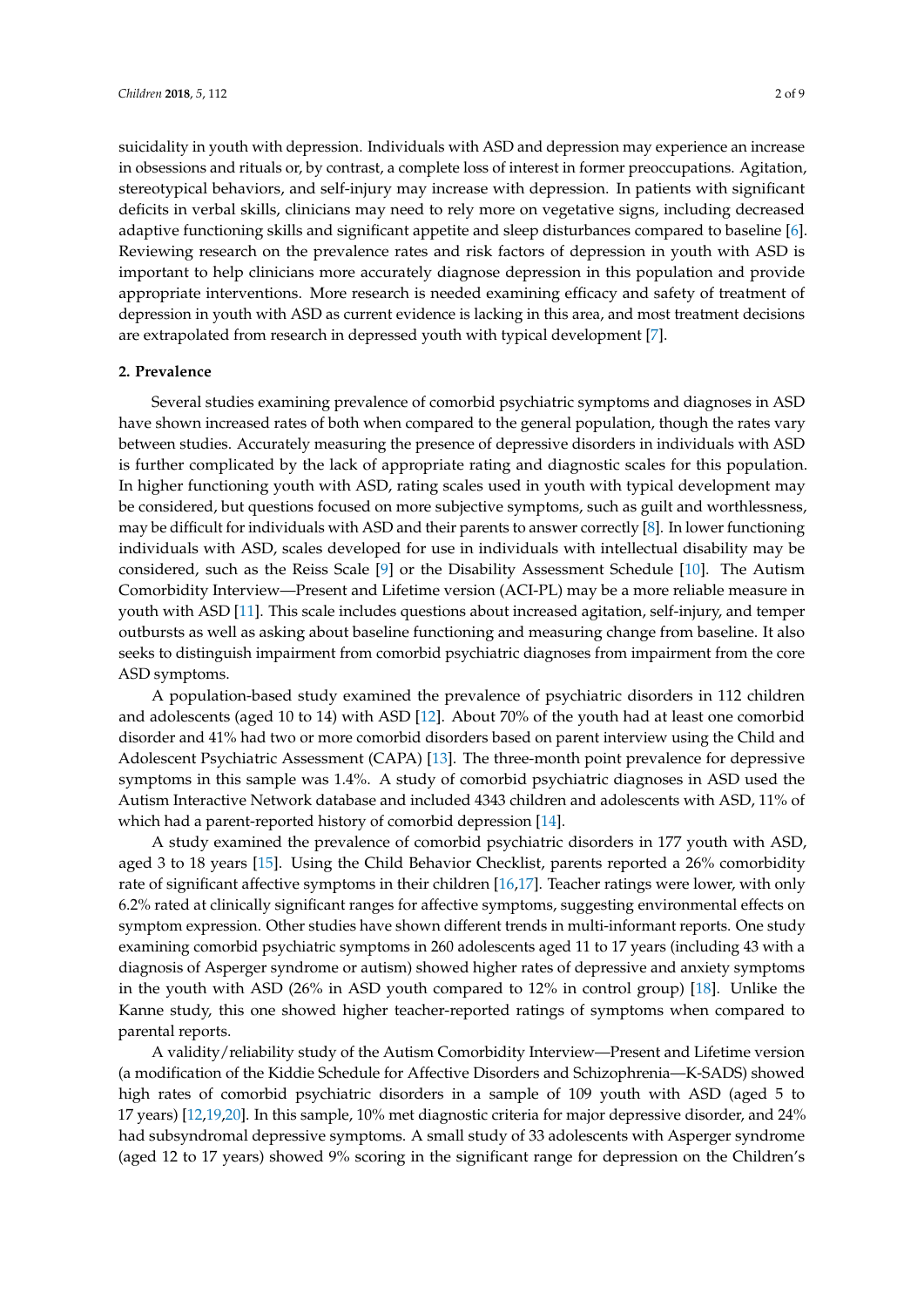suicidality in youth with depression. Individuals with ASD and depression may experience an increase in obsessions and rituals or, by contrast, a complete loss of interest in former preoccupations. Agitation, stereotypical behaviors, and self-injury may increase with depression. In patients with significant deficits in verbal skills, clinicians may need to rely more on vegetative signs, including decreased adaptive functioning skills and significant appetite and sleep disturbances compared to baseline [6]. Reviewing research on the prevalence rates and risk factors of depression in youth with ASD is important to help clinicians more accurately diagnose depression in this population and provide appropriate interventions. More research is needed examining efficacy and safety of treatment of depression in youth with ASD as current evidence is lacking in this area, and most treatment decisions are extrapolated from research in depressed youth with typical development [7].

## 2. Prevalence

Several studies examining prevalence of comorbid psychiatric symptoms and diagnoses in ASD have shown increased rates of both when compared to the general population, though the rates vary between studies. Accurately measuring the presence of depressive disorders in individuals with ASD is further complicated by the lack of appropriate rating and diagnostic scales for this population. In higher functioning youth with ASD, rating scales used in youth with typical development may be considered, but questions focused on more subjective symptoms, such as guilt and worthlessness, may be difficult for individuals with ASD and their parents to answer correctly [8]. In lower functioning individuals with ASD, scales developed for use in individuals with intellectual disability may be considered, such as the Reiss Scale [9] or the Disability Assessment Schedule [10]. The Autism Comorbidity Interview—Present and Lifetime version (ACI-PL) may be a more reliable measure in youth with ASD [11]. This scale includes questions about increased agitation, self-injury, and temper outbursts as well as asking about baseline functioning and measuring change from baseline. It also seeks to distinguish impairment from comorbid psychiatric diagnoses from impairment from the core ASD symptoms.

A population-based study examined the prevalence of psychiatric disorders in 112 children and adolescents (aged 10 to 14) with ASD [12]. About 70% of the youth had at least one comorbid disorder and 41% had two or more comorbid disorders based on parent interview using the Child and Adolescent Psychiatric Assessment (CAPA) [13]. The three-month point prevalence for depressive symptoms in this sample was 1.4%. A study of comorbid psychiatric diagnoses in ASD used the Autism Interactive Network database and included 4343 children and adolescents with ASD, 11% of which had a parent-reported history of comorbid depression [14].

A study examined the prevalence of comorbid psychiatric disorders in 177 youth with ASD, aged 3 to 18 years [15]. Using the Child Behavior Checklist, parents reported a 26% comorbidity rate of significant affective symptoms in their children [16,17]. Teacher ratings were lower, with only 6.2% rated at clinically significant ranges for affective symptoms, suggesting environmental effects on symptom expression. Other studies have shown different trends in multi-informant reports. One study examining comorbid psychiatric symptoms in 260 adolescents aged 11 to 17 years (including 43 with a diagnosis of Asperger syndrome or autism) showed higher rates of depressive and anxiety symptoms in the youth with ASD (26% in ASD youth compared to 12% in control group) [18]. Unlike the Kanne study, this one showed higher teacher-reported ratings of symptoms when compared to parental reports.

A validity/reliability study of the Autism Comorbidity Interview—Present and Lifetime version (a modification of the Kiddie Schedule for Affective Disorders and Schizophrenia—K-SADS) showed high rates of comorbid psychiatric disorders in a sample of 109 youth with ASD (aged 5 to 17 years) [12,19,20]. In this sample, 10% met diagnostic criteria for major depressive disorder, and 24% had subsyndromal depressive symptoms. A small study of 33 adolescents with Asperger syndrome (aged 12 to 17 years) showed 9% scoring in the significant range for depression on the Children's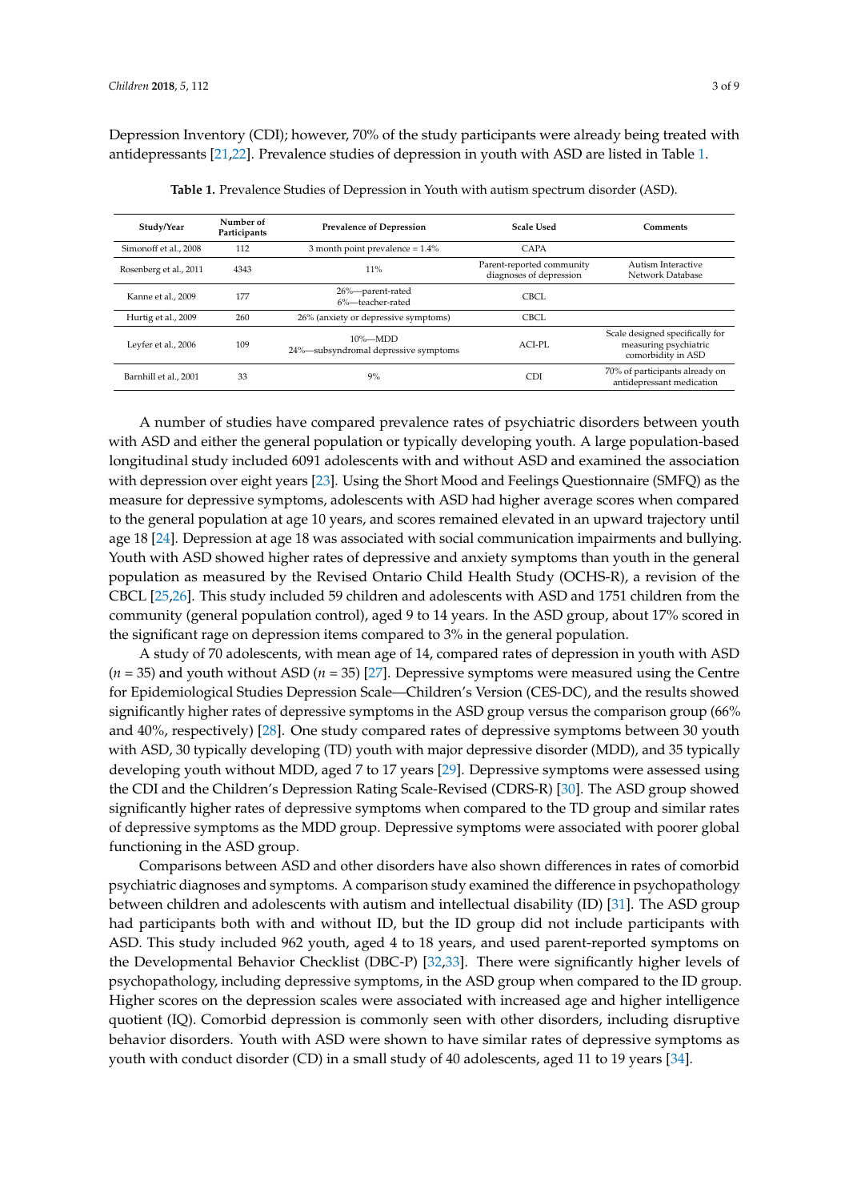Depression Inventory (CDI); however, 70% of the study participants were already being treated with antidepressants [21,22]. Prevalence studies of depression in youth with ASD are listed in Table 1.

**Table 1.** Prevalence Studies of Depression in Youth with autism spectrum disorder (ASD).

| Study/Year | Number of Participants | Prevalence of Depression | Scale Used | Comments |
|---|---|---|---|---|
| Simonoff et al., 2008 | 112 | 3 month point prevalence = 1.4% | CAPA | |
| Rosenberg et al., 2011 | 4343 | 11% | Parent-reported community diagnoses of depression | Autism Interactive Network Database |
| Kanne et al., 2009 | 177 | 26%—parent-rated<br>6%—teacher-rated | CBCL | |
| Hurtig et al., 2009 | 260 | 26% (anxiety or depressive symptoms) | CBCL | |
| Leyfer et al., 2006 | 109 | 10%—MDD<br>24%—subsyndromal depressive symptoms | ACI-PL | Scale designed specifically for measuring psychiatric comorbidity in ASD |
| Barnhill et al., 2001 | 33 | 9% | CDI | 70% of participants already on antidepressant medication |

A number of studies have compared prevalence rates of psychiatric disorders between youth with ASD and either the general population or typically developing youth. A large population-based longitudinal study included 6091 adolescents with and without ASD and examined the association with depression over eight years [23]. Using the Short Mood and Feelings Questionnaire (SMFQ) as the measure for depressive symptoms, adolescents with ASD had higher average scores when compared to the general population at age 10 years, and scores remained elevated in an upward trajectory until age 18 [24]. Depression at age 18 was associated with social communication impairments and bullying. Youth with ASD showed higher rates of depressive and anxiety symptoms than youth in the general population as measured by the Revised Ontario Child Health Study (OCHS-R), a revision of the CBCL [25,26]. This study included 59 children and adolescents with ASD and 1751 children from the community (general population control), aged 9 to 14 years. In the ASD group, about 17% scored in the significant rage on depression items compared to 3% in the general population.

A study of 70 adolescents, with mean age of 14, compared rates of depression in youth with ASD ($n$ = 35) and youth without ASD ($n$ = 35) [27]. Depressive symptoms were measured using the Centre for Epidemiological Studies Depression Scale—Children's Version (CES-DC), and the results showed significantly higher rates of depressive symptoms in the ASD group versus the comparison group (66% and 40%, respectively) [28]. One study compared rates of depressive symptoms between 30 youth with ASD, 30 typically developing (TD) youth with major depressive disorder (MDD), and 35 typically developing youth without MDD, aged 7 to 17 years [29]. Depressive symptoms were assessed using the CDI and the Children's Depression Rating Scale-Revised (CDRS-R) [30]. The ASD group showed significantly higher rates of depressive symptoms when compared to the TD group and similar rates of depressive symptoms as the MDD group. Depressive symptoms were associated with poorer global functioning in the ASD group.

Comparisons between ASD and other disorders have also shown differences in rates of comorbid psychiatric diagnoses and symptoms. A comparison study examined the difference in psychopathology between children and adolescents with autism and intellectual disability (ID) [31]. The ASD group had participants both with and without ID, but the ID group did not include participants with ASD. This study included 962 youth, aged 4 to 18 years, and used parent-reported symptoms on the Developmental Behavior Checklist (DBC-P) [32,33]. There were significantly higher levels of psychopathology, including depressive symptoms, in the ASD group when compared to the ID group. Higher scores on the depression scales were associated with increased age and higher intelligence quotient (IQ). Comorbid depression is commonly seen with other disorders, including disruptive behavior disorders. Youth with ASD were shown to have similar rates of depressive symptoms as youth with conduct disorder (CD) in a small study of 40 adolescents, aged 11 to 19 years [34].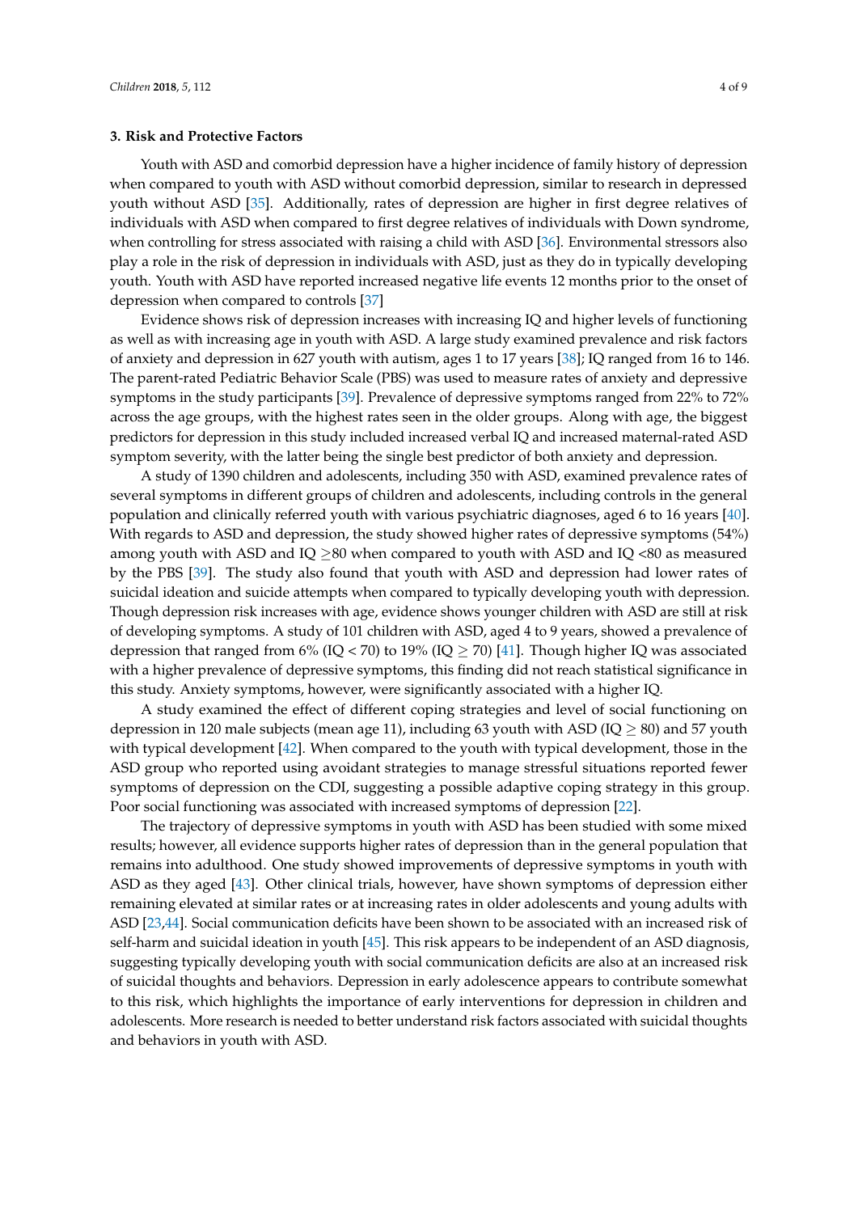## 3. Risk and Protective Factors

Youth with ASD and comorbid depression have a higher incidence of family history of depression when compared to youth with ASD without comorbid depression, similar to research in depressed youth without ASD [35]. Additionally, rates of depression are higher in first degree relatives of individuals with ASD when compared to first degree relatives of individuals with Down syndrome, when controlling for stress associated with raising a child with ASD [36]. Environmental stressors also play a role in the risk of depression in individuals with ASD, just as they do in typically developing youth. Youth with ASD have reported increased negative life events 12 months prior to the onset of depression when compared to controls [37]

Evidence shows risk of depression increases with increasing IQ and higher levels of functioning as well as with increasing age in youth with ASD. A large study examined prevalence and risk factors of anxiety and depression in 627 youth with autism, ages 1 to 17 years [38]; IQ ranged from 16 to 146. The parent-rated Pediatric Behavior Scale (PBS) was used to measure rates of anxiety and depressive symptoms in the study participants [39]. Prevalence of depressive symptoms ranged from 22% to 72% across the age groups, with the highest rates seen in the older groups. Along with age, the biggest predictors for depression in this study included increased verbal IQ and increased maternal-rated ASD symptom severity, with the latter being the single best predictor of both anxiety and depression.

A study of 1390 children and adolescents, including 350 with ASD, examined prevalence rates of several symptoms in different groups of children and adolescents, including controls in the general population and clinically referred youth with various psychiatric diagnoses, aged 6 to 16 years [40]. With regards to ASD and depression, the study showed higher rates of depressive symptoms (54%) among youth with ASD and IQ $\geq$80 when compared to youth with ASD and IQ <80 as measured by the PBS [39]. The study also found that youth with ASD and depression had lower rates of suicidal ideation and suicide attempts when compared to typically developing youth with depression. Though depression risk increases with age, evidence shows younger children with ASD are still at risk of developing symptoms. A study of 101 children with ASD, aged 4 to 9 years, showed a prevalence of depression that ranged from 6% (IQ < 70) to 19% (IQ $\geq$ 70) [41]. Though higher IQ was associated with a higher prevalence of depressive symptoms, this finding did not reach statistical significance in this study. Anxiety symptoms, however, were significantly associated with a higher IQ.

A study examined the effect of different coping strategies and level of social functioning on depression in 120 male subjects (mean age 11), including 63 youth with ASD (IQ $\geq$ 80) and 57 youth with typical development [42]. When compared to the youth with typical development, those in the ASD group who reported using avoidant strategies to manage stressful situations reported fewer symptoms of depression on the CDI, suggesting a possible adaptive coping strategy in this group. Poor social functioning was associated with increased symptoms of depression [22].

The trajectory of depressive symptoms in youth with ASD has been studied with some mixed results; however, all evidence supports higher rates of depression than in the general population that remains into adulthood. One study showed improvements of depressive symptoms in youth with ASD as they aged [43]. Other clinical trials, however, have shown symptoms of depression either remaining elevated at similar rates or at increasing rates in older adolescents and young adults with ASD [23,44]. Social communication deficits have been shown to be associated with an increased risk of self-harm and suicidal ideation in youth [45]. This risk appears to be independent of an ASD diagnosis, suggesting typically developing youth with social communication deficits are also at an increased risk of suicidal thoughts and behaviors. Depression in early adolescence appears to contribute somewhat to this risk, which highlights the importance of early interventions for depression in children and adolescents. More research is needed to better understand risk factors associated with suicidal thoughts and behaviors in youth with ASD.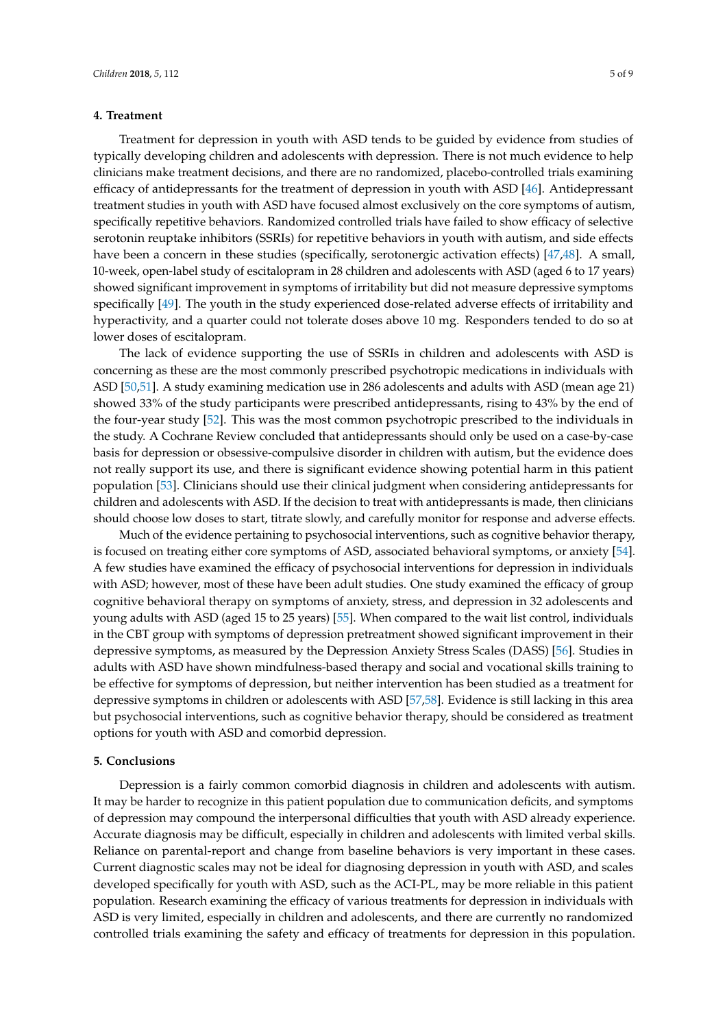## 4. Treatment

Treatment for depression in youth with ASD tends to be guided by evidence from studies of typically developing children and adolescents with depression. There is not much evidence to help clinicians make treatment decisions, and there are no randomized, placebo-controlled trials examining efficacy of antidepressants for the treatment of depression in youth with ASD [46]. Antidepressant treatment studies in youth with ASD have focused almost exclusively on the core symptoms of autism, specifically repetitive behaviors. Randomized controlled trials have failed to show efficacy of selective serotonin reuptake inhibitors (SSRIs) for repetitive behaviors in youth with autism, and side effects have been a concern in these studies (specifically, serotonergic activation effects) [47,48]. A small, 10-week, open-label study of escitalopram in 28 children and adolescents with ASD (aged 6 to 17 years) showed significant improvement in symptoms of irritability but did not measure depressive symptoms specifically [49]. The youth in the study experienced dose-related adverse effects of irritability and hyperactivity, and a quarter could not tolerate doses above 10 mg. Responders tended to do so at lower doses of escitalopram.

The lack of evidence supporting the use of SSRIs in children and adolescents with ASD is concerning as these are the most commonly prescribed psychotropic medications in individuals with ASD [50,51]. A study examining medication use in 286 adolescents and adults with ASD (mean age 21) showed 33% of the study participants were prescribed antidepressants, rising to 43% by the end of the four-year study [52]. This was the most common psychotropic prescribed to the individuals in the study. A Cochrane Review concluded that antidepressants should only be used on a case-by-case basis for depression or obsessive-compulsive disorder in children with autism, but the evidence does not really support its use, and there is significant evidence showing potential harm in this patient population [53]. Clinicians should use their clinical judgment when considering antidepressants for children and adolescents with ASD. If the decision to treat with antidepressants is made, then clinicians should choose low doses to start, titrate slowly, and carefully monitor for response and adverse effects.

Much of the evidence pertaining to psychosocial interventions, such as cognitive behavior therapy, is focused on treating either core symptoms of ASD, associated behavioral symptoms, or anxiety [54]. A few studies have examined the efficacy of psychosocial interventions for depression in individuals with ASD; however, most of these have been adult studies. One study examined the efficacy of group cognitive behavioral therapy on symptoms of anxiety, stress, and depression in 32 adolescents and young adults with ASD (aged 15 to 25 years) [55]. When compared to the wait list control, individuals in the CBT group with symptoms of depression pretreatment showed significant improvement in their depressive symptoms, as measured by the Depression Anxiety Stress Scales (DASS) [56]. Studies in adults with ASD have shown mindfulness-based therapy and social and vocational skills training to be effective for symptoms of depression, but neither intervention has been studied as a treatment for depressive symptoms in children or adolescents with ASD [57,58]. Evidence is still lacking in this area but psychosocial interventions, such as cognitive behavior therapy, should be considered as treatment options for youth with ASD and comorbid depression.

## 5. Conclusions

Depression is a fairly common comorbid diagnosis in children and adolescents with autism. It may be harder to recognize in this patient population due to communication deficits, and symptoms of depression may compound the interpersonal difficulties that youth with ASD already experience. Accurate diagnosis may be difficult, especially in children and adolescents with limited verbal skills. Reliance on parental-report and change from baseline behaviors is very important in these cases. Current diagnostic scales may not be ideal for diagnosing depression in youth with ASD, and scales developed specifically for youth with ASD, such as the ACI-PL, may be more reliable in this patient population. Research examining the efficacy of various treatments for depression in individuals with ASD is very limited, especially in children and adolescents, and there are currently no randomized controlled trials examining the safety and efficacy of treatments for depression in this population.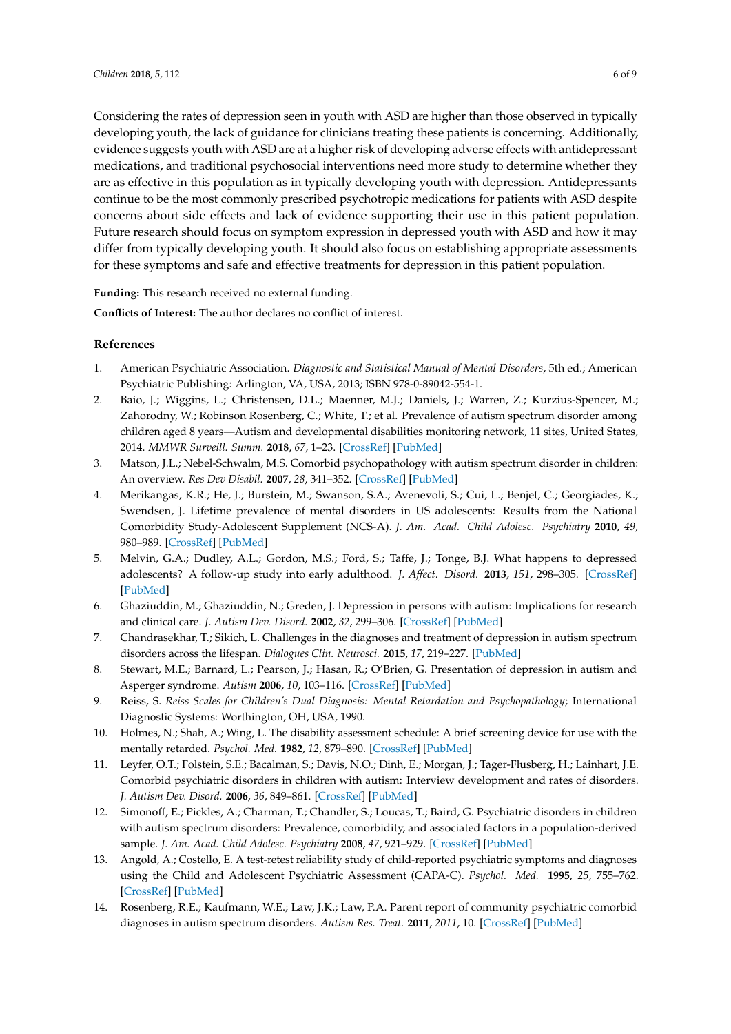Considering the rates of depression seen in youth with ASD are higher than those observed in typically developing youth, the lack of guidance for clinicians treating these patients is concerning. Additionally, evidence suggests youth with ASD are at a higher risk of developing adverse effects with antidepressant medications, and traditional psychosocial interventions need more study to determine whether they are as effective in this population as in typically developing youth with depression. Antidepressants continue to be the most commonly prescribed psychotropic medications for patients with ASD despite concerns about side effects and lack of evidence supporting their use in this patient population. Future research should focus on symptom expression in depressed youth with ASD and how it may differ from typically developing youth. It should also focus on establishing appropriate assessments for these symptoms and safe and effective treatments for depression in this patient population.

**Funding:** This research received no external funding.

**Conflicts of Interest:** The author declares no conflict of interest.

## References

1. American Psychiatric Association. *Diagnostic and Statistical Manual of Mental Disorders*, 5th ed.; American Psychiatric Publishing: Arlington, VA, USA, 2013; ISBN 978-0-89042-554-1.
2. Baio, J.; Wiggins, L.; Christensen, D.L.; Maenner, M.J.; Daniels, J.; Warren, Z.; Kurzius-Spencer, M.; Zahorodny, W.; Robinson Rosenberg, C.; White, T.; et al. Prevalence of autism spectrum disorder among children aged 8 years—Autism and developmental disabilities monitoring network, 11 sites, United States, 2014. *MMWR Surveill. Summ.* **2018**, *67*, 1–23. [CrossRef] [PubMed]
3. Matson, J.L.; Nebel-Schwalm, M.S. Comorbid psychopathology with autism spectrum disorder in children: An overview. *Res Dev Disabil.* **2007**, *28*, 341–352. [CrossRef] [PubMed]
4. Merikangas, K.R.; He, J.; Burstein, M.; Swanson, S.A.; Avenevoli, S.; Cui, L.; Benjet, C.; Georgiades, K.; Swendsen, J. Lifetime prevalence of mental disorders in US adolescents: Results from the National Comorbidity Study-Adolescent Supplement (NCS-A). *J. Am. Acad. Child Adolesc. Psychiatry* **2010**, *49*, 980–989. [CrossRef] [PubMed]
5. Melvin, G.A.; Dudley, A.L.; Gordon, M.S.; Ford, S.; Taffe, J.; Tonge, B.J. What happens to depressed adolescents? A follow-up study into early adulthood. *J. Affect. Disord.* **2013**, *151*, 298–305. [CrossRef] [PubMed]
6. Ghaziuddin, M.; Ghaziuddin, N.; Greden, J. Depression in persons with autism: Implications for research and clinical care. *J. Autism Dev. Disord.* **2002**, *32*, 299–306. [CrossRef] [PubMed]
7. Chandrasekhar, T.; Sikich, L. Challenges in the diagnoses and treatment of depression in autism spectrum disorders across the lifespan. *Dialogues Clin. Neurosci.* **2015**, *17*, 219–227. [PubMed]
8. Stewart, M.E.; Barnard, L.; Pearson, J.; Hasan, R.; O'Brien, G. Presentation of depression in autism and Asperger syndrome. *Autism* **2006**, *10*, 103–116. [CrossRef] [PubMed]
9. Reiss, S. *Reiss Scales for Children's Dual Diagnosis: Mental Retardation and Psychopathology*; International Diagnostic Systems: Worthington, OH, USA, 1990.
10. Holmes, N.; Shah, A.; Wing, L. The disability assessment schedule: A brief screening device for use with the mentally retarded. *Psychol. Med.* **1982**, *12*, 879–890. [CrossRef] [PubMed]
11. Leyfer, O.T.; Folstein, S.E.; Bacalman, S.; Davis, N.O.; Dinh, E.; Morgan, J.; Tager-Flusberg, H.; Lainhart, J.E. Comorbid psychiatric disorders in children with autism: Interview development and rates of disorders. *J. Autism Dev. Disord.* **2006**, *36*, 849–861. [CrossRef] [PubMed]
12. Simonoff, E.; Pickles, A.; Charman, T.; Chandler, S.; Loucas, T.; Baird, G. Psychiatric disorders in children with autism spectrum disorders: Prevalence, comorbidity, and associated factors in a population-derived sample. *J. Am. Acad. Child Adolesc. Psychiatry* **2008**, *47*, 921–929. [CrossRef] [PubMed]
13. Angold, A.; Costello, E. A test-retest reliability study of child-reported psychiatric symptoms and diagnoses using the Child and Adolescent Psychiatric Assessment (CAPA-C). *Psychol. Med.* **1995**, *25*, 755–762. [CrossRef] [PubMed]
14. Rosenberg, R.E.; Kaufmann, W.E.; Law, J.K.; Law, P.A. Parent report of community psychiatric comorbid diagnoses in autism spectrum disorders. *Autism Res. Treat.* **2011**, *2011*, 10. [CrossRef] [PubMed]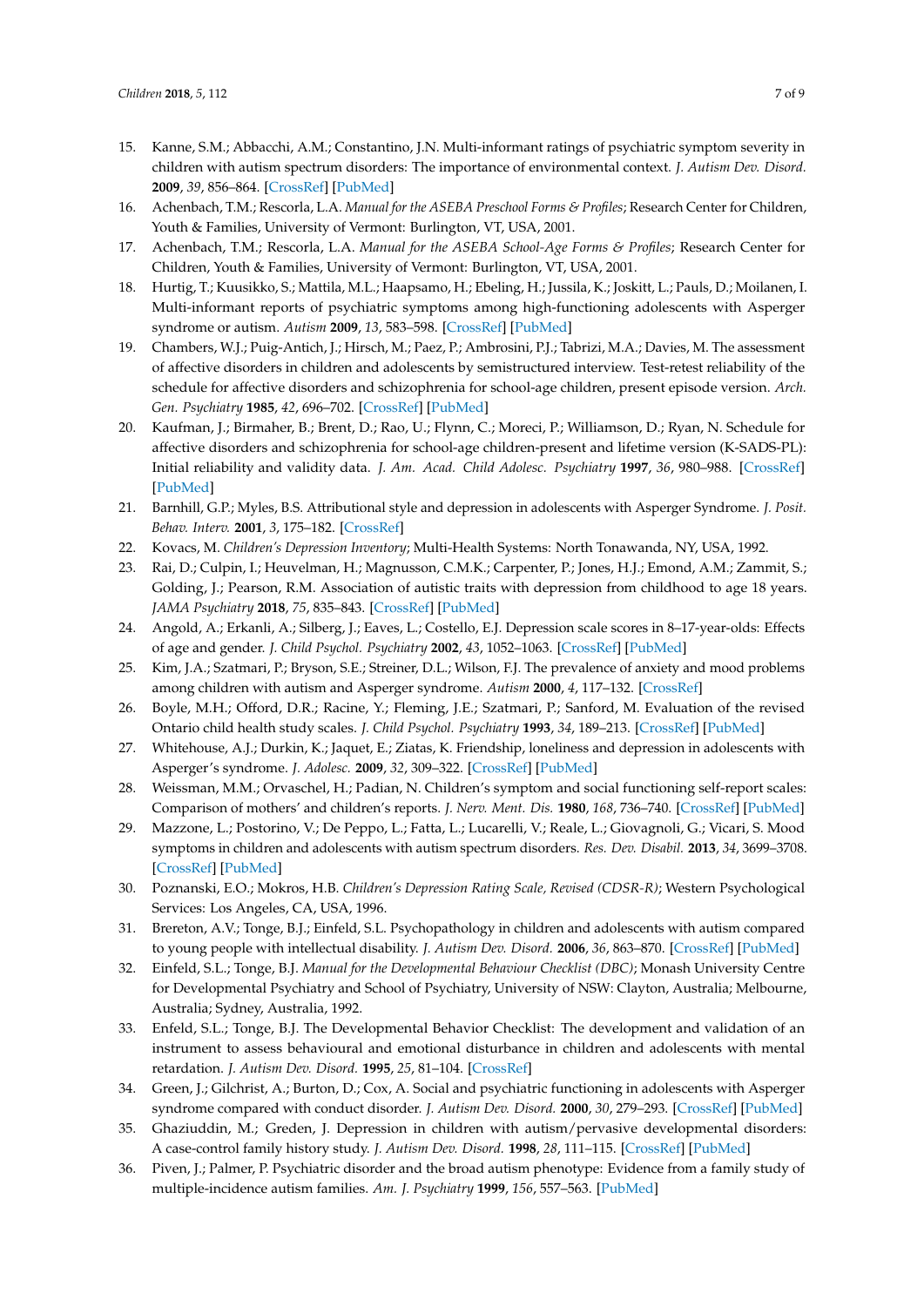15. Kanne, S.M.; Abbacchi, A.M.; Constantino, J.N. Multi-informant ratings of psychiatric symptom severity in children with autism spectrum disorders: The importance of environmental context. *J. Autism Dev. Disord.* **2009**, *39*, 856–864. [CrossRef] [PubMed]
16. Achenbach, T.M.; Rescorla, L.A. *Manual for the ASEBA Preschool Forms & Profiles*; Research Center for Children, Youth & Families, University of Vermont: Burlington, VT, USA, 2001.
17. Achenbach, T.M.; Rescorla, L.A. *Manual for the ASEBA School-Age Forms & Profiles*; Research Center for Children, Youth & Families, University of Vermont: Burlington, VT, USA, 2001.
18. Hurtig, T.; Kuusikko, S.; Mattila, M.L.; Haapsamo, H.; Ebeling, H.; Jussila, K.; Joskitt, L.; Pauls, D.; Moilanen, I. Multi-informant reports of psychiatric symptoms among high-functioning adolescents with Asperger syndrome or autism. *Autism* **2009**, *13*, 583–598. [CrossRef] [PubMed]
19. Chambers, W.J.; Puig-Antich, J.; Hirsch, M.; Paez, P.; Ambrosini, P.J.; Tabrizi, M.A.; Davies, M. The assessment of affective disorders in children and adolescents by semistructured interview. Test-retest reliability of the schedule for affective disorders and schizophrenia for school-age children, present episode version. *Arch. Gen. Psychiatry* **1985**, *42*, 696–702. [CrossRef] [PubMed]
20. Kaufman, J.; Birmaher, B.; Brent, D.; Rao, U.; Flynn, C.; Moreci, P.; Williamson, D.; Ryan, N. Schedule for affective disorders and schizophrenia for school-age children-present and lifetime version (K-SADS-PL): Initial reliability and validity data. *J. Am. Acad. Child Adolesc. Psychiatry* **1997**, *36*, 980–988. [CrossRef] [PubMed]
21. Barnhill, G.P.; Myles, B.S. Attributional style and depression in adolescents with Asperger Syndrome. *J. Posit. Behav. Interv.* **2001**, *3*, 175–182. [CrossRef]
22. Kovacs, M. *Children's Depression Inventory*; Multi-Health Systems: North Tonawanda, NY, USA, 1992.
23. Rai, D.; Culpin, I.; Heuvelman, H.; Magnusson, C.M.K.; Carpenter, P.; Jones, H.J.; Emond, A.M.; Zammit, S.; Golding, J.; Pearson, R.M. Association of autistic traits with depression from childhood to age 18 years. *JAMA Psychiatry* **2018**, *75*, 835–843. [CrossRef] [PubMed]
24. Angold, A.; Erkanli, A.; Silberg, J.; Eaves, L.; Costello, E.J. Depression scale scores in 8–17-year-olds: Effects of age and gender. *J. Child Psychol. Psychiatry* **2002**, *43*, 1052–1063. [CrossRef] [PubMed]
25. Kim, J.A.; Szatmari, P.; Bryson, S.E.; Streiner, D.L.; Wilson, F.J. The prevalence of anxiety and mood problems among children with autism and Asperger syndrome. *Autism* **2000**, *4*, 117–132. [CrossRef]
26. Boyle, M.H.; Offord, D.R.; Racine, Y.; Fleming, J.E.; Szatmari, P.; Sanford, M. Evaluation of the revised Ontario child health study scales. *J. Child Psychol. Psychiatry* **1993**, *34*, 189–213. [CrossRef] [PubMed]
27. Whitehouse, A.J.; Durkin, K.; Jaquet, E.; Ziatas, K. Friendship, loneliness and depression in adolescents with Asperger's syndrome. *J. Adolesc.* **2009**, *32*, 309–322. [CrossRef] [PubMed]
28. Weissman, M.M.; Orvaschel, H.; Padian, N. Children's symptom and social functioning self-report scales: Comparison of mothers' and children's reports. *J. Nerv. Ment. Dis.* **1980**, *168*, 736–740. [CrossRef] [PubMed]
29. Mazzone, L.; Postorino, V.; De Peppo, L.; Fatta, L.; Lucarelli, V.; Reale, L.; Giovagnoli, G.; Vicari, S. Mood symptoms in children and adolescents with autism spectrum disorders. *Res. Dev. Disabil.* **2013**, *34*, 3699–3708. [CrossRef] [PubMed]
30. Poznanski, E.O.; Mokros, H.B. *Children's Depression Rating Scale, Revised (CDSR-R)*; Western Psychological Services: Los Angeles, CA, USA, 1996.
31. Brereton, A.V.; Tonge, B.J.; Einfeld, S.L. Psychopathology in children and adolescents with autism compared to young people with intellectual disability. *J. Autism Dev. Disord.* **2006**, *36*, 863–870. [CrossRef] [PubMed]
32. Einfeld, S.L.; Tonge, B.J. *Manual for the Developmental Behaviour Checklist (DBC)*; Monash University Centre for Developmental Psychiatry and School of Psychiatry, University of NSW: Clayton, Australia; Melbourne, Australia; Sydney, Australia, 1992.
33. Enfeld, S.L.; Tonge, B.J. The Developmental Behavior Checklist: The development and validation of an instrument to assess behavioural and emotional disturbance in children and adolescents with mental retardation. *J. Autism Dev. Disord.* **1995**, *25*, 81–104. [CrossRef]
34. Green, J.; Gilchrist, A.; Burton, D.; Cox, A. Social and psychiatric functioning in adolescents with Asperger syndrome compared with conduct disorder. *J. Autism Dev. Disord.* **2000**, *30*, 279–293. [CrossRef] [PubMed]
35. Ghaziuddin, M.; Greden, J. Depression in children with autism/pervasive developmental disorders: A case-control family history study. *J. Autism Dev. Disord.* **1998**, *28*, 111–115. [CrossRef] [PubMed]
36. Piven, J.; Palmer, P. Psychiatric disorder and the broad autism phenotype: Evidence from a family study of multiple-incidence autism families. *Am. J. Psychiatry* **1999**, *156*, 557–563. [PubMed]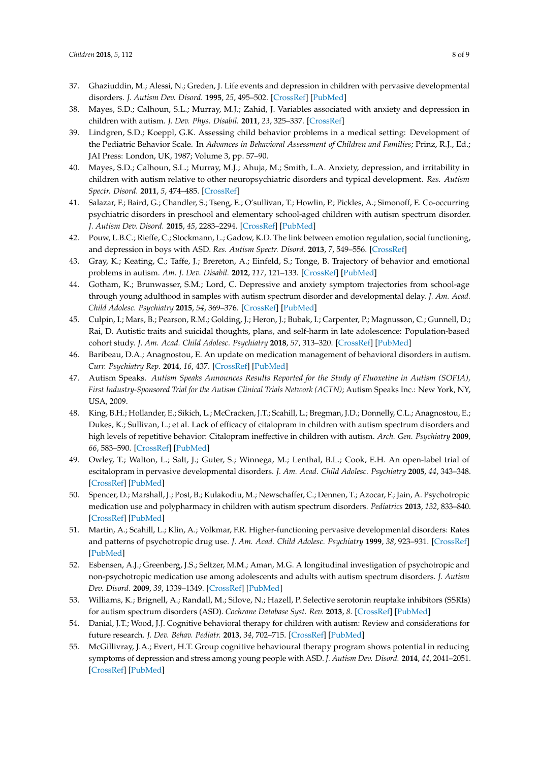37. Ghaziuddin, M.; Alessi, N.; Greden, J. Life events and depression in children with pervasive developmental disorders. *J. Autism Dev. Disord.* **1995**, *25*, 495–502. [CrossRef] [PubMed]
38. Mayes, S.D.; Calhoun, S.L.; Murray, M.J.; Zahid, J. Variables associated with anxiety and depression in children with autism. *J. Dev. Phys. Disabil.* **2011**, *23*, 325–337. [CrossRef]
39. Lindgren, S.D.; Koeppl, G.K. Assessing child behavior problems in a medical setting: Development of the Pediatric Behavior Scale. In *Advances in Behavioral Assessment of Children and Families*; Prinz, R.J., Ed.; JAI Press: London, UK, 1987; Volume 3, pp. 57–90.
40. Mayes, S.D.; Calhoun, S.L.; Murray, M.J.; Ahuja, M.; Smith, L.A. Anxiety, depression, and irritability in children with autism relative to other neuropsychiatric disorders and typical development. *Res. Autism Spectr. Disord.* **2011**, *5*, 474–485. [CrossRef]
41. Salazar, F.; Baird, G.; Chandler, S.; Tseng, E.; O'sullivan, T.; Howlin, P.; Pickles, A.; Simonoff, E. Co-occurring psychiatric disorders in preschool and elementary school-aged children with autism spectrum disorder. *J. Autism Dev. Disord.* **2015**, *45*, 2283–2294. [CrossRef] [PubMed]
42. Pouw, L.B.C.; Rieffe, C.; Stockmann, L.; Gadow, K.D. The link between emotion regulation, social functioning, and depression in boys with ASD. *Res. Autism Spectr. Disord.* **2013**, *7*, 549–556. [CrossRef]
43. Gray, K.; Keating, C.; Taffe, J.; Brereton, A.; Einfeld, S.; Tonge, B. Trajectory of behavior and emotional problems in autism. *Am. J. Dev. Disabil.* **2012**, *117*, 121–133. [CrossRef] [PubMed]
44. Gotham, K.; Brunwasser, S.M.; Lord, C. Depressive and anxiety symptom trajectories from school-age through young adulthood in samples with autism spectrum disorder and developmental delay. *J. Am. Acad. Child Adolesc. Psychiatry* **2015**, *54*, 369–376. [CrossRef] [PubMed]
45. Culpin, I.; Mars, B.; Pearson, R.M.; Golding, J.; Heron, J.; Bubak, I.; Carpenter, P.; Magnusson, C.; Gunnell, D.; Rai, D. Autistic traits and suicidal thoughts, plans, and self-harm in late adolescence: Population-based cohort study. *J. Am. Acad. Child Adolesc. Psychiatry* **2018**, *57*, 313–320. [CrossRef] [PubMed]
46. Baribeau, D.A.; Anagnostou, E. An update on medication management of behavioral disorders in autism. *Curr. Psychiatry Rep.* **2014**, *16*, 437. [CrossRef] [PubMed]
47. Autism Speaks. *Autism Speaks Announces Results Reported for the Study of Fluoxetine in Autism (SOFIA), First Industry-Sponsored Trial for the Autism Clinical Trials Network (ACTN)*; Autism Speaks Inc.: New York, NY, USA, 2009.
48. King, B.H.; Hollander, E.; Sikich, L.; McCracken, J.T.; Scahill, L.; Bregman, J.D.; Donnelly, C.L.; Anagnostou, E.; Dukes, K.; Sullivan, L.; et al. Lack of efficacy of citalopram in children with autism spectrum disorders and high levels of repetitive behavior: Citalopram ineffective in children with autism. *Arch. Gen. Psychiatry* **2009**, *66*, 583–590. [CrossRef] [PubMed]
49. Owley, T.; Walton, L.; Salt, J.; Guter, S.; Winnega, M.; Lenthal, B.L.; Cook, E.H. An open-label trial of escitalopram in pervasive developmental disorders. *J. Am. Acad. Child Adolesc. Psychiatry* **2005**, *44*, 343–348. [CrossRef] [PubMed]
50. Spencer, D.; Marshall, J.; Post, B.; Kulakodiu, M.; Newschaffer, C.; Dennen, T.; Azocar, F.; Jain, A. Psychotropic medication use and polypharmacy in children with autism spectrum disorders. *Pediatrics* **2013**, *132*, 833–840. [CrossRef] [PubMed]
51. Martin, A.; Scahill, L.; Klin, A.; Volkmar, F.R. Higher-functioning pervasive developmental disorders: Rates and patterns of psychotropic drug use. *J. Am. Acad. Child Adolesc. Psychiatry* **1999**, *38*, 923–931. [CrossRef] [PubMed]
52. Esbensen, A.J.; Greenberg, J.S.; Seltzer, M.M.; Aman, M.G. A longitudinal investigation of psychotropic and non-psychotropic medication use among adolescents and adults with autism spectrum disorders. *J. Autism Dev. Disord.* **2009**, *39*, 1339–1349. [CrossRef] [PubMed]
53. Williams, K.; Brignell, A.; Randall, M.; Silove, N.; Hazell, P. Selective serotonin reuptake inhibitors (SSRIs) for autism spectrum disorders (ASD). *Cochrane Database Syst. Rev.* **2013**, *8*. [CrossRef] [PubMed]
54. Danial, J.T.; Wood, J.J. Cognitive behavioral therapy for children with autism: Review and considerations for future research. *J. Dev. Behav. Pediatr.* **2013**, *34*, 702–715. [CrossRef] [PubMed]
55. McGillivray, J.A.; Evert, H.T. Group cognitive behavioural therapy program shows potential in reducing symptoms of depression and stress among young people with ASD. *J. Autism Dev. Disord.* **2014**, *44*, 2041–2051. [CrossRef] [PubMed]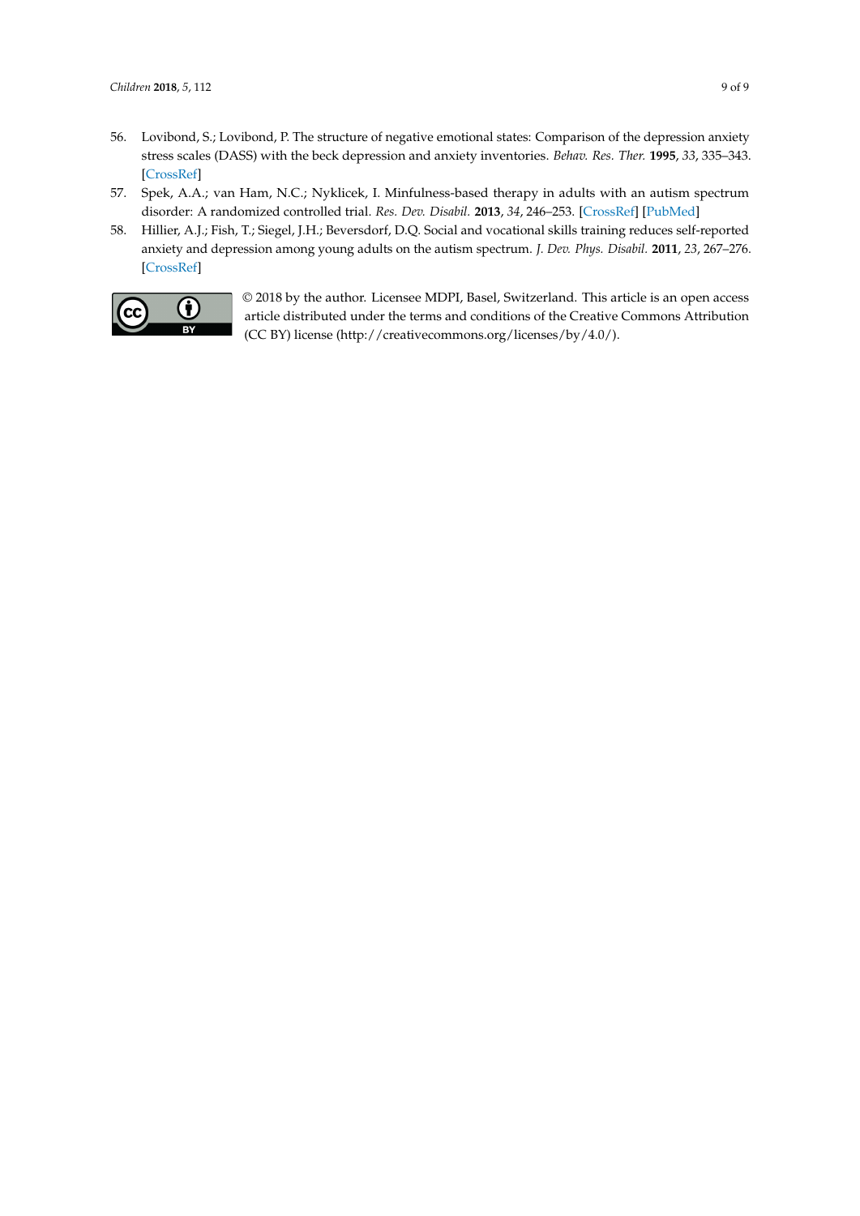56. Lovibond, S.; Lovibond, P. The structure of negative emotional states: Comparison of the depression anxiety stress scales (DASS) with the beck depression and anxiety inventories. *Behav. Res. Ther.* **1995**, *33*, 335–343. [CrossRef]
57. Spek, A.A.; van Ham, N.C.; Nyklicek, I. Minfulness-based therapy in adults with an autism spectrum disorder: A randomized controlled trial. *Res. Dev. Disabil.* **2013**, *34*, 246–253. [CrossRef] [PubMed]
58. Hillier, A.J.; Fish, T.; Siegel, J.H.; Beversdorf, D.Q. Social and vocational skills training reduces self-reported anxiety and depression among young adults on the autism spectrum. *J. Dev. Phys. Disabil.* **2011**, *23*, 267–276. [CrossRef]

© 2018 by the author. Licensee MDPI, Basel, Switzerland. This article is an open access article distributed under the terms and conditions of the Creative Commons Attribution (CC BY) license (http://creativecommons.org/licenses/by/4.0/).